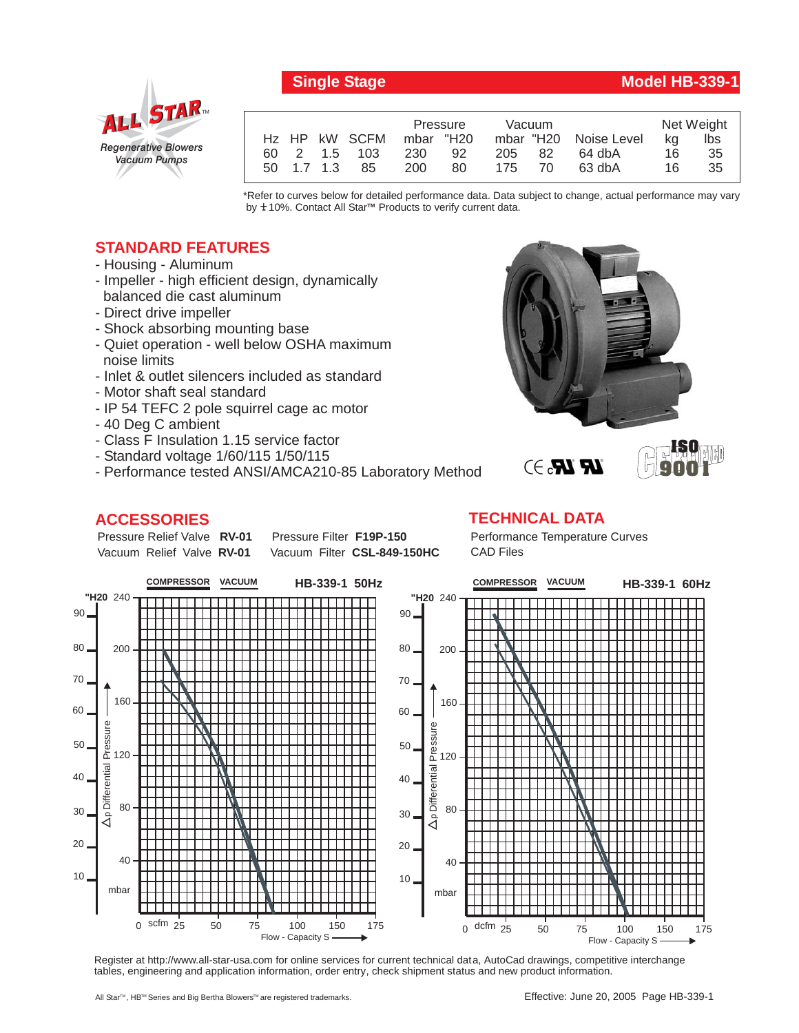**ALL STAR™**
*Regenerative Blowers*
*Vacuum Pumps*

## Single Stage — Model HB-339-1

| Hz | HP | kW | SCFM | Pressure mbar | Pressure "H20 | Vacuum mbar | Vacuum "H20 | Noise Level | Net Weight kg | Net Weight lbs |
|---|---|---|---|---|---|---|---|---|---|---|
| 60 | 2 | 1.5 | 103 | 230 | 92 | 205 | 82 | 64 dbA | 16 | 35 |
| 50 | 1.7 | 1.3 | 85 | 200 | 80 | 175 | 70 | 63 dbA | 16 | 35 |

*Refer to curves below for detailed performance data. Data subject to change, actual performance may vary by ±10%. Contact All Star™ Products to verify current data.

## STANDARD FEATURES

- Housing - Aluminum
- Impeller - high efficient design, dynamically balanced die cast aluminum
- Direct drive impeller
- Shock absorbing mounting base
- Quiet operation - well below OSHA maximum noise limits
- Inlet & outlet silencers included as standard
- Motor shaft seal standard
- IP 54 TEFC 2 pole squirrel cage ac motor
- 40 Deg C ambient
- Class F Insulation 1.15 service factor
- Standard voltage 1/60/115 1/50/115
- Performance tested ANSI/AMCA210-85 Laboratory Method

CE cRU RU — ISO 9001 CERTIFIED

## ACCESSORIES

Pressure Relief Valve **RV-01** Pressure Filter **F19P-150**
Vacuum Relief Valve **RV-01** Vacuum Filter **CSL-849-150HC**

## TECHNICAL DATA

Performance Temperature Curves
CAD Files

**HB-339-1 50Hz** — COMPRESSOR / VACUUM
Δp Differential Pressure ("H20: 10–90; mbar: 40–240) vs. Flow - Capacity S (scfm: 0–175)

**HB-339-1 60Hz** — COMPRESSOR / VACUUM
Δp Differential Pressure ("H20: 10–90; mbar: 40–240) vs. Flow - Capacity S (dcfm: 0–175)

Register at http://www.all-star-usa.com for online services for current technical data, AutoCad drawings, competitive interchange tables, engineering and application information, order entry, check shipment status and new product information.

All Star™, HB™ Series and Big Bertha Blowers™ are registered trademarks.

Effective: June 20, 2005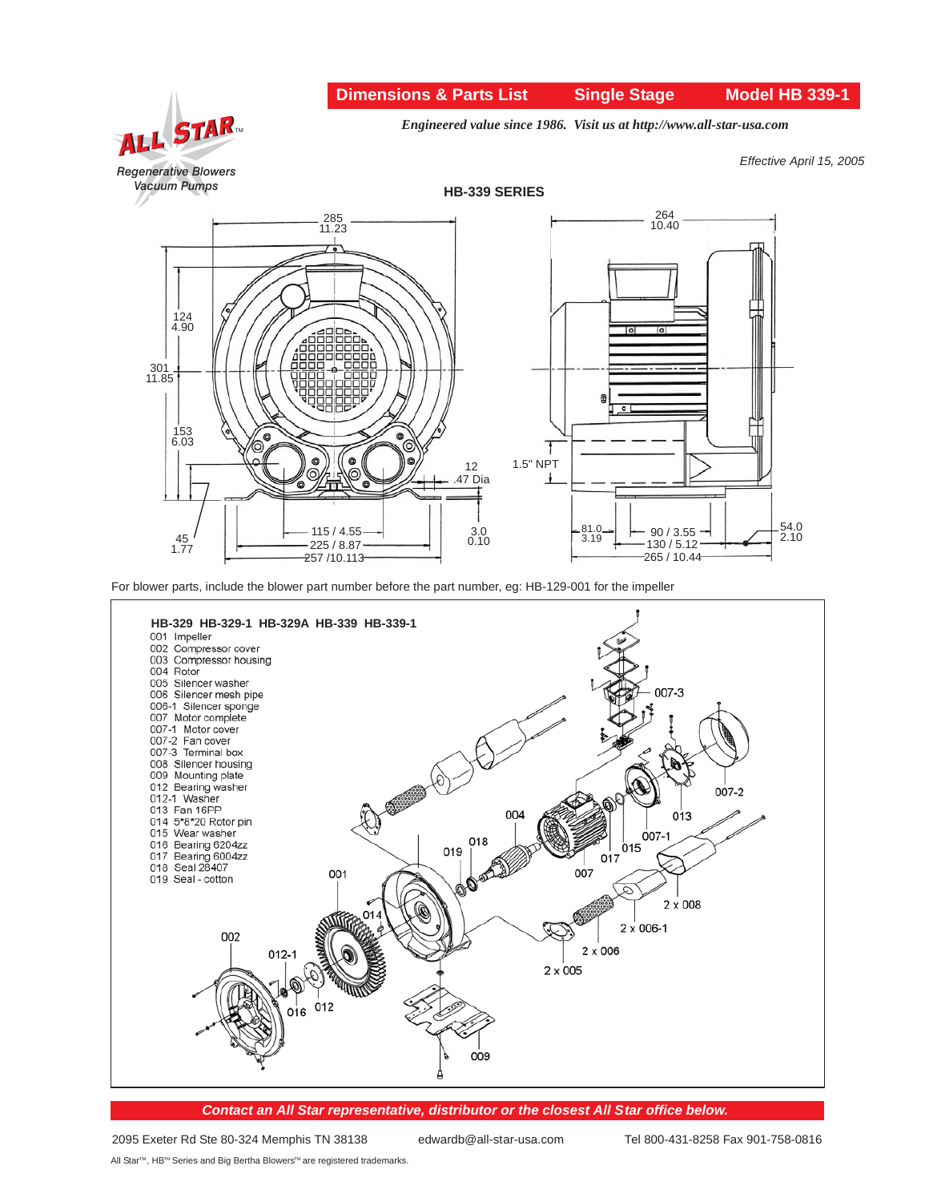**Dimensions & Parts List** **Single Stage** **Model HB 339-1**

**ALL STAR**™

*Regenerative Blowers*
*Vacuum Pumps*

***Engineered value since 1986. Visit us at http://www.all-star-usa.com***

*Effective April 15, 2005*

## HB-339 SERIES

285
11.23

264
10.40

124
4.90

301
11.85

153
6.03

12
.47 Dia

1.5" NPT

45
1.77

115 / 4.55
225 / 8.87
257 /10.113

3.0
0.10

81.0
3.19

90 / 3.55
130 / 5.12
265 / 10.44

54.0
2.10

For blower parts, include the blower part number before the part number, eg: HB-129-001 for the impeller

**HB-329 HB-329-1 HB-329A HB-339 HB-339-1**

- 001 Impeller
- 002 Compressor cover
- 003 Compressor housing
- 004 Rotor
- 005 Silencer washer
- 006 Silencer mesh pipe
- 006-1 Silencer sponge
- 007 Motor complete
- 007-1 Motor cover
- 007-2 Fan cover
- 007-3 Terminal box
- 008 Silencer housing
- 009 Mounting plate
- 012 Bearing washer
- 012-1 Washer
- 013 Fan 16PP
- 014 5*8*20 Rotor pin
- 015 Wear washer
- 016 Bearing 6204zz
- 017 Bearing 6004zz
- 018 Seal 28407
- 019 Seal - cotton

007-3
007-2
013
004
007-1
018
015
019
017
007
001
2 x 008
014
2 x 006-1
002
2 x 006
012-1
2 x 005
016
012
009

***Contact an All Star representative, distributor or the closest All Star office below.***

2095 Exeter Rd Ste 80-324 Memphis TN 38138 edwardb@all-star-usa.com Tel 800-431-8258 Fax 901-758-0816

All Star™, HB™ Series and Big Bertha Blowers™ are registered trademarks.